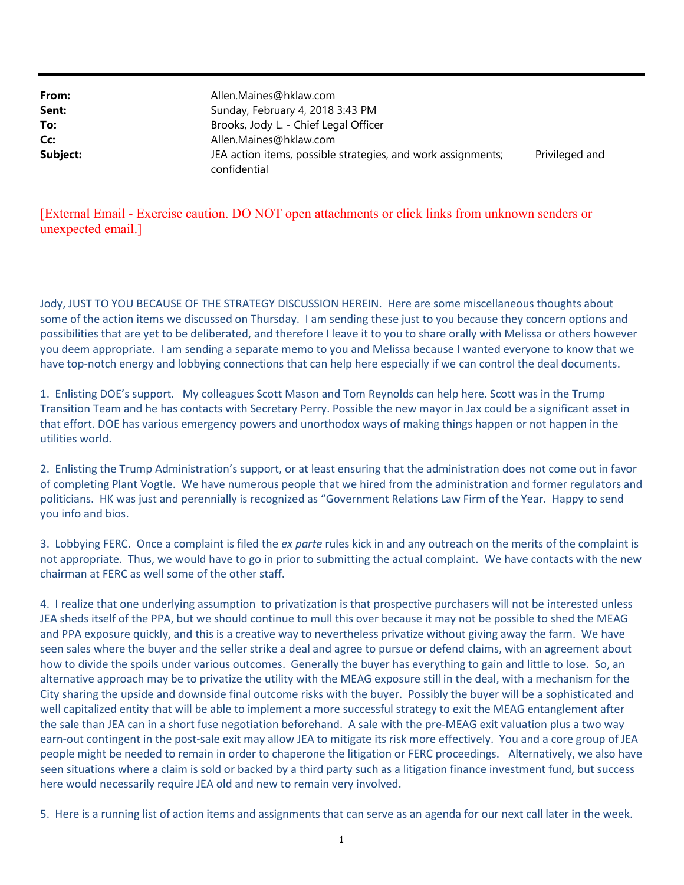| | |
|---|---|
| **From:** | Allen.Maines@hklaw.com |
| **Sent:** | Sunday, February 4, 2018 3:43 PM |
| **To:** | Brooks, Jody L. - Chief Legal Officer |
| **Cc:** | Allen.Maines@hklaw.com |
| **Subject:** | JEA action items, possible strategies, and work assignments; Privileged and confidential |

[External Email - Exercise caution. DO NOT open attachments or click links from unknown senders or unexpected email.]

Jody, JUST TO YOU BECAUSE OF THE STRATEGY DISCUSSION HEREIN. Here are some miscellaneous thoughts about some of the action items we discussed on Thursday. I am sending these just to you because they concern options and possibilities that are yet to be deliberated, and therefore I leave it to you to share orally with Melissa or others however you deem appropriate. I am sending a separate memo to you and Melissa because I wanted everyone to know that we have top-notch energy and lobbying connections that can help here especially if we can control the deal documents.

1. Enlisting DOE's support. My colleagues Scott Mason and Tom Reynolds can help here. Scott was in the Trump Transition Team and he has contacts with Secretary Perry. Possible the new mayor in Jax could be a significant asset in that effort. DOE has various emergency powers and unorthodox ways of making things happen or not happen in the utilities world.

2. Enlisting the Trump Administration's support, or at least ensuring that the administration does not come out in favor of completing Plant Vogtle. We have numerous people that we hired from the administration and former regulators and politicians. HK was just and perennially is recognized as "Government Relations Law Firm of the Year. Happy to send you info and bios.

3. Lobbying FERC. Once a complaint is filed the *ex parte* rules kick in and any outreach on the merits of the complaint is not appropriate. Thus, we would have to go in prior to submitting the actual complaint. We have contacts with the new chairman at FERC as well some of the other staff.

4. I realize that one underlying assumption to privatization is that prospective purchasers will not be interested unless JEA sheds itself of the PPA, but we should continue to mull this over because it may not be possible to shed the MEAG and PPA exposure quickly, and this is a creative way to nevertheless privatize without giving away the farm. We have seen sales where the buyer and the seller strike a deal and agree to pursue or defend claims, with an agreement about how to divide the spoils under various outcomes. Generally the buyer has everything to gain and little to lose. So, an alternative approach may be to privatize the utility with the MEAG exposure still in the deal, with a mechanism for the City sharing the upside and downside final outcome risks with the buyer. Possibly the buyer will be a sophisticated and well capitalized entity that will be able to implement a more successful strategy to exit the MEAG entanglement after the sale than JEA can in a short fuse negotiation beforehand. A sale with the pre-MEAG exit valuation plus a two way earn-out contingent in the post-sale exit may allow JEA to mitigate its risk more effectively. You and a core group of JEA people might be needed to remain in order to chaperone the litigation or FERC proceedings. Alternatively, we also have seen situations where a claim is sold or backed by a third party such as a litigation finance investment fund, but success here would necessarily require JEA old and new to remain very involved.

5. Here is a running list of action items and assignments that can serve as an agenda for our next call later in the week.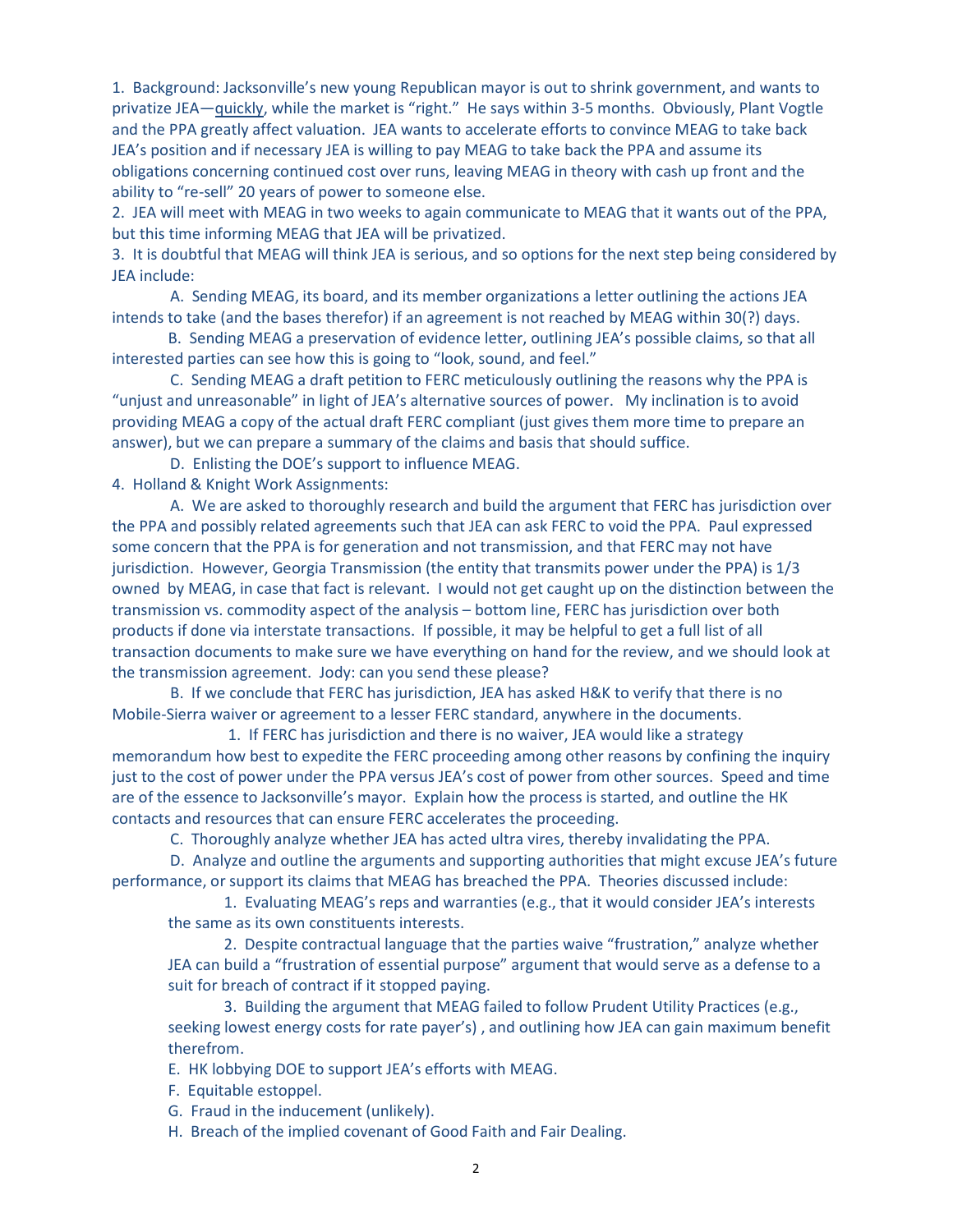1. Background: Jacksonville's new young Republican mayor is out to shrink government, and wants to privatize JEA—quickly, while the market is "right." He says within 3-5 months. Obviously, Plant Vogtle and the PPA greatly affect valuation. JEA wants to accelerate efforts to convince MEAG to take back JEA's position and if necessary JEA is willing to pay MEAG to take back the PPA and assume its obligations concerning continued cost over runs, leaving MEAG in theory with cash up front and the ability to "re-sell" 20 years of power to someone else.

2. JEA will meet with MEAG in two weeks to again communicate to MEAG that it wants out of the PPA, but this time informing MEAG that JEA will be privatized.

3. It is doubtful that MEAG will think JEA is serious, and so options for the next step being considered by JEA include:

    A. Sending MEAG, its board, and its member organizations a letter outlining the actions JEA intends to take (and the bases therefor) if an agreement is not reached by MEAG within 30(?) days.

    B. Sending MEAG a preservation of evidence letter, outlining JEA's possible claims, so that all interested parties can see how this is going to "look, sound, and feel."

    C. Sending MEAG a draft petition to FERC meticulously outlining the reasons why the PPA is "unjust and unreasonable" in light of JEA's alternative sources of power. My inclination is to avoid providing MEAG a copy of the actual draft FERC compliant (just gives them more time to prepare an answer), but we can prepare a summary of the claims and basis that should suffice.

    D. Enlisting the DOE's support to influence MEAG.

4. Holland & Knight Work Assignments:

    A. We are asked to thoroughly research and build the argument that FERC has jurisdiction over the PPA and possibly related agreements such that JEA can ask FERC to void the PPA. Paul expressed some concern that the PPA is for generation and not transmission, and that FERC may not have jurisdiction. However, Georgia Transmission (the entity that transmits power under the PPA) is 1/3 owned by MEAG, in case that fact is relevant. I would not get caught up on the distinction between the transmission vs. commodity aspect of the analysis – bottom line, FERC has jurisdiction over both products if done via interstate transactions. If possible, it may be helpful to get a full list of all transaction documents to make sure we have everything on hand for the review, and we should look at the transmission agreement. Jody: can you send these please?

    B. If we conclude that FERC has jurisdiction, JEA has asked H&K to verify that there is no Mobile-Sierra waiver or agreement to a lesser FERC standard, anywhere in the documents.

        1. If FERC has jurisdiction and there is no waiver, JEA would like a strategy memorandum how best to expedite the FERC proceeding among other reasons by confining the inquiry just to the cost of power under the PPA versus JEA's cost of power from other sources. Speed and time are of the essence to Jacksonville's mayor. Explain how the process is started, and outline the HK contacts and resources that can ensure FERC accelerates the proceeding.

    C. Thoroughly analyze whether JEA has acted ultra vires, thereby invalidating the PPA.

    D. Analyze and outline the arguments and supporting authorities that might excuse JEA's future performance, or support its claims that MEAG has breached the PPA. Theories discussed include:

        1. Evaluating MEAG's reps and warranties (e.g., that it would consider JEA's interests the same as its own constituents interests.

        2. Despite contractual language that the parties waive "frustration," analyze whether JEA can build a "frustration of essential purpose" argument that would serve as a defense to a suit for breach of contract if it stopped paying.

        3. Building the argument that MEAG failed to follow Prudent Utility Practices (e.g., seeking lowest energy costs for rate payer's) , and outlining how JEA can gain maximum benefit therefrom.

    E. HK lobbying DOE to support JEA's efforts with MEAG.

    F. Equitable estoppel.

    G. Fraud in the inducement (unlikely).

    H. Breach of the implied covenant of Good Faith and Fair Dealing.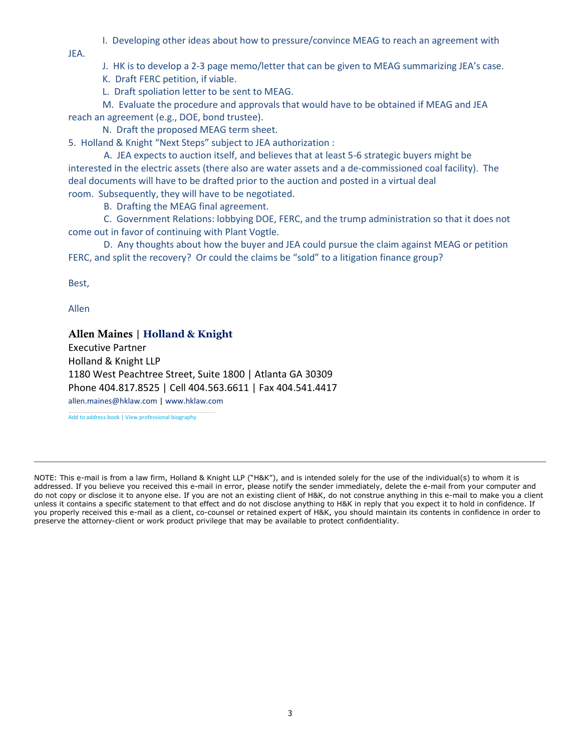I. Developing other ideas about how to pressure/convince MEAG to reach an agreement with JEA.

J. HK is to develop a 2-3 page memo/letter that can be given to MEAG summarizing JEA's case.

K. Draft FERC petition, if viable.

L. Draft spoliation letter to be sent to MEAG.

M. Evaluate the procedure and approvals that would have to be obtained if MEAG and JEA reach an agreement (e.g., DOE, bond trustee).

N. Draft the proposed MEAG term sheet.

5. Holland & Knight "Next Steps" subject to JEA authorization :

A. JEA expects to auction itself, and believes that at least 5-6 strategic buyers might be interested in the electric assets (there also are water assets and a de-commissioned coal facility). The deal documents will have to be drafted prior to the auction and posted in a virtual deal room. Subsequently, they will have to be negotiated.

B. Drafting the MEAG final agreement.

C. Government Relations: lobbying DOE, FERC, and the trump administration so that it does not come out in favor of continuing with Plant Vogtle.

D. Any thoughts about how the buyer and JEA could pursue the claim against MEAG or petition FERC, and split the recovery? Or could the claims be "sold" to a litigation finance group?

Best,

Allen

**Allen Maines** | **Holland & Knight**
Executive Partner
Holland & Knight LLP
1180 West Peachtree Street, Suite 1800 | Atlanta GA 30309
Phone 404.817.8525 | Cell 404.563.6611 | Fax 404.541.4417
allen.maines@hklaw.com | www.hklaw.com

Add to address book | View professional biography

---

NOTE: This e-mail is from a law firm, Holland & Knight LLP ("H&K"), and is intended solely for the use of the individual(s) to whom it is addressed. If you believe you received this e-mail in error, please notify the sender immediately, delete the e-mail from your computer and do not copy or disclose it to anyone else. If you are not an existing client of H&K, do not construe anything in this e-mail to make you a client unless it contains a specific statement to that effect and do not disclose anything to H&K in reply that you expect it to hold in confidence. If you properly received this e-mail as a client, co-counsel or retained expert of H&K, you should maintain its contents in confidence in order to preserve the attorney-client or work product privilege that may be available to protect confidentiality.